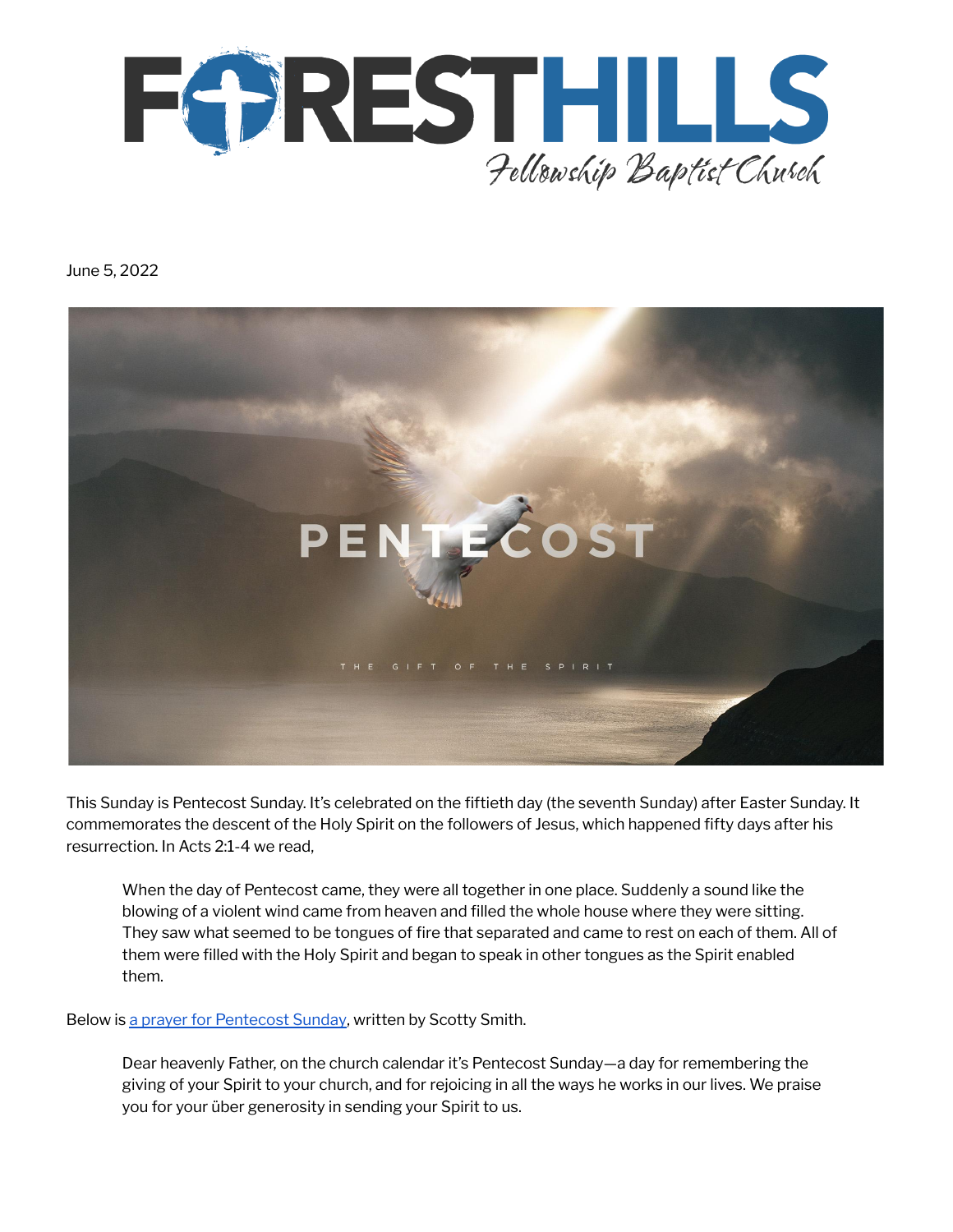# FOREST HILLS

Fellowship Baptist Church

June 5, 2022

PENTECOST

THE GIFT OF THE SPIRIT

This Sunday is Pentecost Sunday. It's celebrated on the fiftieth day (the seventh Sunday) after Easter Sunday. It commemorates the descent of the Holy Spirit on the followers of Jesus, which happened fifty days after his resurrection. In Acts 2:1-4 we read,

> When the day of Pentecost came, they were all together in one place. Suddenly a sound like the blowing of a violent wind came from heaven and filled the whole house where they were sitting. They saw what seemed to be tongues of fire that separated and came to rest on each of them. All of them were filled with the Holy Spirit and began to speak in other tongues as the Spirit enabled them.

Below is a prayer for Pentecost Sunday, written by Scotty Smith.

> Dear heavenly Father, on the church calendar it's Pentecost Sunday—a day for remembering the giving of your Spirit to your church, and for rejoicing in all the ways he works in our lives. We praise you for your über generosity in sending your Spirit to us.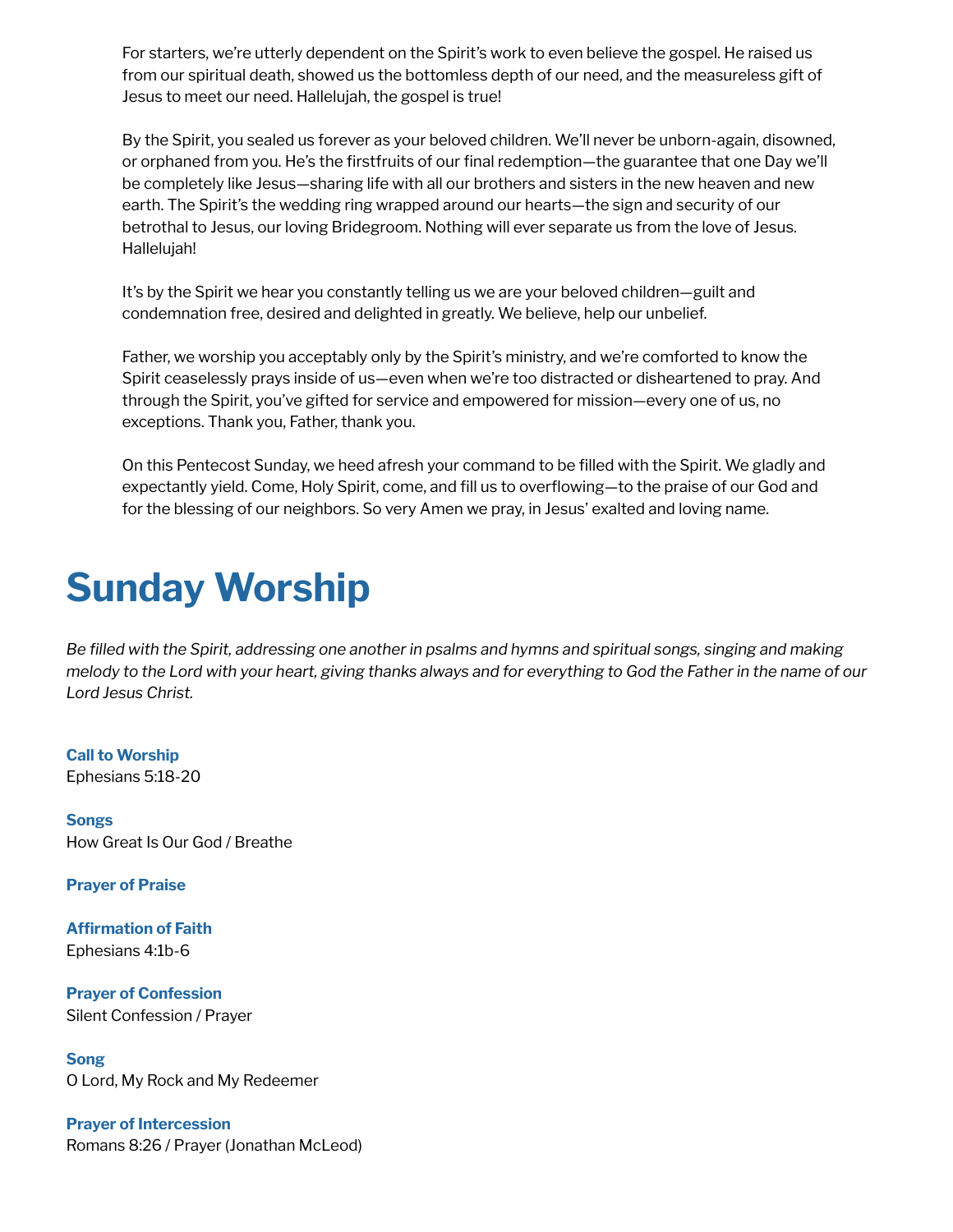For starters, we're utterly dependent on the Spirit's work to even believe the gospel. He raised us from our spiritual death, showed us the bottomless depth of our need, and the measureless gift of Jesus to meet our need. Hallelujah, the gospel is true!

By the Spirit, you sealed us forever as your beloved children. We'll never be unborn-again, disowned, or orphaned from you. He's the firstfruits of our final redemption—the guarantee that one Day we'll be completely like Jesus—sharing life with all our brothers and sisters in the new heaven and new earth. The Spirit's the wedding ring wrapped around our hearts—the sign and security of our betrothal to Jesus, our loving Bridegroom. Nothing will ever separate us from the love of Jesus. Hallelujah!

It's by the Spirit we hear you constantly telling us we are your beloved children—guilt and condemnation free, desired and delighted in greatly. We believe, help our unbelief.

Father, we worship you acceptably only by the Spirit's ministry, and we're comforted to know the Spirit ceaselessly prays inside of us—even when we're too distracted or disheartened to pray. And through the Spirit, you've gifted for service and empowered for mission—every one of us, no exceptions. Thank you, Father, thank you.

On this Pentecost Sunday, we heed afresh your command to be filled with the Spirit. We gladly and expectantly yield. Come, Holy Spirit, come, and fill us to overflowing—to the praise of our God and for the blessing of our neighbors. So very Amen we pray, in Jesus' exalted and loving name.

# Sunday Worship

*Be filled with the Spirit, addressing one another in psalms and hymns and spiritual songs, singing and making melody to the Lord with your heart, giving thanks always and for everything to God the Father in the name of our Lord Jesus Christ.*

**Call to Worship**
Ephesians 5:18-20

**Songs**
How Great Is Our God / Breathe

**Prayer of Praise**

**Affirmation of Faith**
Ephesians 4:1b-6

**Prayer of Confession**
Silent Confession / Prayer

**Song**
O Lord, My Rock and My Redeemer

**Prayer of Intercession**
Romans 8:26 / Prayer (Jonathan McLeod)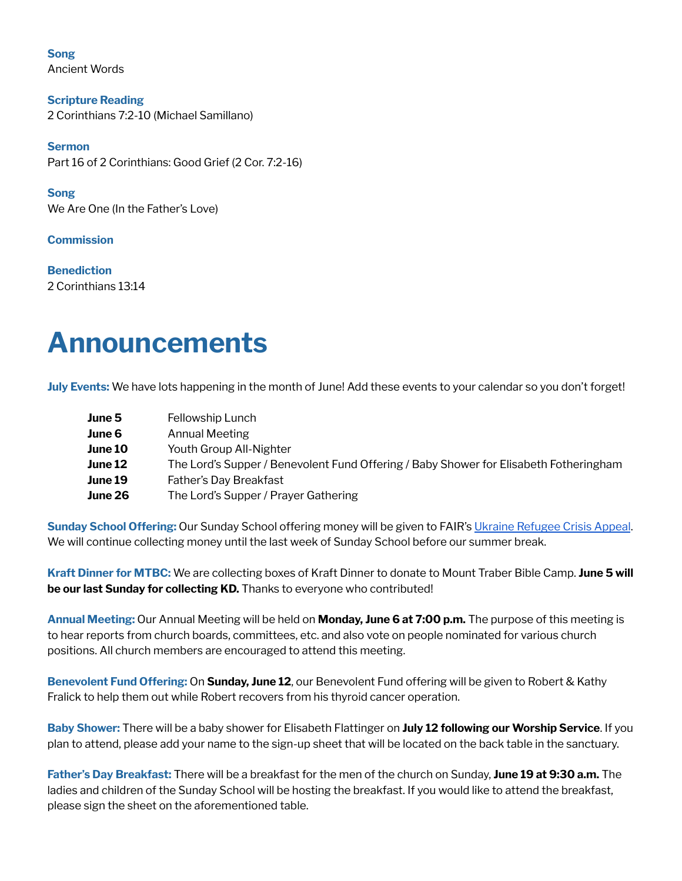**Song**
Ancient Words

**Scripture Reading**
2 Corinthians 7:2-10 (Michael Samillano)

**Sermon**
Part 16 of 2 Corinthians: Good Grief (2 Cor. 7:2-16)

**Song**
We Are One (In the Father's Love)

**Commission**

**Benediction**
2 Corinthians 13:14

# Announcements

**July Events:** We have lots happening in the month of June! Add these events to your calendar so you don't forget!

| | |
|---|---|
| **June 5** | Fellowship Lunch |
| **June 6** | Annual Meeting |
| **June 10** | Youth Group All-Nighter |
| **June 12** | The Lord's Supper / Benevolent Fund Offering / Baby Shower for Elisabeth Fotheringham |
| **June 19** | Father's Day Breakfast |
| **June 26** | The Lord's Supper / Prayer Gathering |

**Sunday School Offering:** Our Sunday School offering money will be given to FAIR's Ukraine Refugee Crisis Appeal. We will continue collecting money until the last week of Sunday School before our summer break.

**Kraft Dinner for MTBC:** We are collecting boxes of Kraft Dinner to donate to Mount Traber Bible Camp. **June 5 will be our last Sunday for collecting KD.** Thanks to everyone who contributed!

**Annual Meeting:** Our Annual Meeting will be held on **Monday, June 6 at 7:00 p.m.** The purpose of this meeting is to hear reports from church boards, committees, etc. and also vote on people nominated for various church positions. All church members are encouraged to attend this meeting.

**Benevolent Fund Offering:** On **Sunday, June 12**, our Benevolent Fund offering will be given to Robert & Kathy Fralick to help them out while Robert recovers from his thyroid cancer operation.

**Baby Shower:** There will be a baby shower for Elisabeth Flattinger on **July 12 following our Worship Service**. If you plan to attend, please add your name to the sign-up sheet that will be located on the back table in the sanctuary.

**Father's Day Breakfast:** There will be a breakfast for the men of the church on Sunday, **June 19 at 9:30 a.m.** The ladies and children of the Sunday School will be hosting the breakfast. If you would like to attend the breakfast, please sign the sheet on the aforementioned table.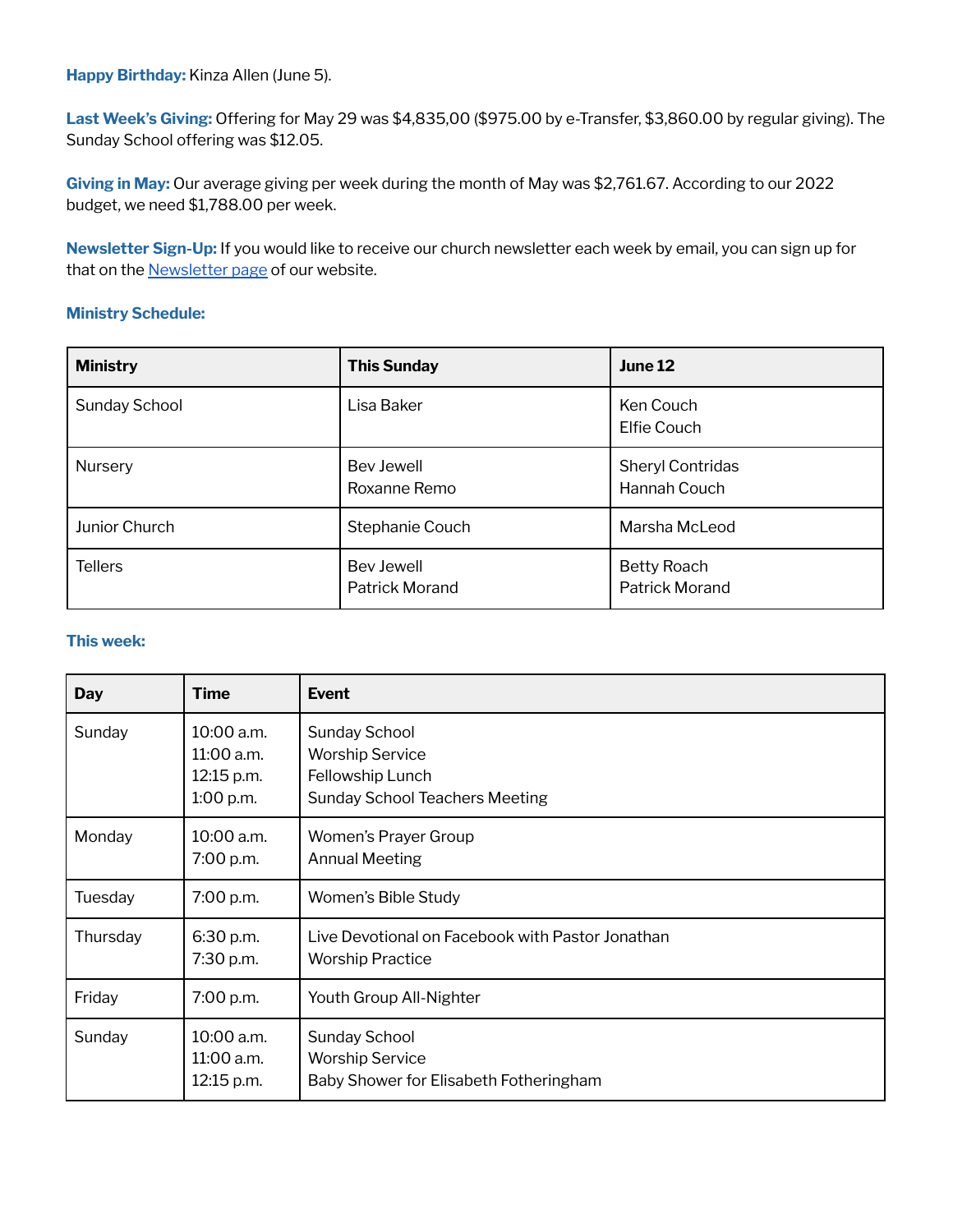**Happy Birthday:** Kinza Allen (June 5).

**Last Week's Giving:** Offering for May 29 was $4,835,00 ($975.00 by e-Transfer, $3,860.00 by regular giving). The Sunday School offering was $12.05.

**Giving in May:** Our average giving per week during the month of May was $2,761.67. According to our 2022 budget, we need $1,788.00 per week.

**Newsletter Sign-Up:** If you would like to receive our church newsletter each week by email, you can sign up for that on the [Newsletter page] of our website.

**Ministry Schedule:**

| Ministry | This Sunday | June 12 |
|---|---|---|
| Sunday School | Lisa Baker | Ken Couch<br>Elfie Couch |
| Nursery | Bev Jewell<br>Roxanne Remo | Sheryl Contridas<br>Hannah Couch |
| Junior Church | Stephanie Couch | Marsha McLeod |
| Tellers | Bev Jewell<br>Patrick Morand | Betty Roach<br>Patrick Morand |

**This week:**

| Day | Time | Event |
|---|---|---|
| Sunday | 10:00 a.m.<br>11:00 a.m.<br>12:15 p.m.<br>1:00 p.m. | Sunday School<br>Worship Service<br>Fellowship Lunch<br>Sunday School Teachers Meeting |
| Monday | 10:00 a.m.<br>7:00 p.m. | Women's Prayer Group<br>Annual Meeting |
| Tuesday | 7:00 p.m. | Women's Bible Study |
| Thursday | 6:30 p.m.<br>7:30 p.m. | Live Devotional on Facebook with Pastor Jonathan<br>Worship Practice |
| Friday | 7:00 p.m. | Youth Group All-Nighter |
| Sunday | 10:00 a.m.<br>11:00 a.m.<br>12:15 p.m. | Sunday School<br>Worship Service<br>Baby Shower for Elisabeth Fotheringham |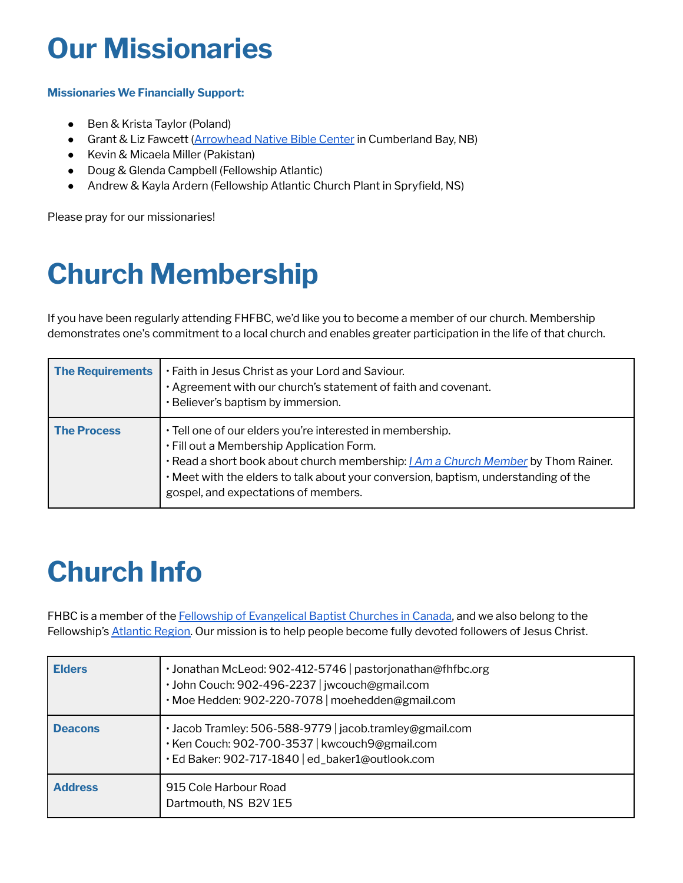# Our Missionaries

**Missionaries We Financially Support:**

- Ben & Krista Taylor (Poland)
- Grant & Liz Fawcett (Arrowhead Native Bible Center in Cumberland Bay, NB)
- Kevin & Micaela Miller (Pakistan)
- Doug & Glenda Campbell (Fellowship Atlantic)
- Andrew & Kayla Ardern (Fellowship Atlantic Church Plant in Spryfield, NS)

Please pray for our missionaries!

# Church Membership

If you have been regularly attending FHFBC, we'd like you to become a member of our church. Membership demonstrates one's commitment to a local church and enables greater participation in the life of that church.

| | |
|---|---|
| **The Requirements** | • Faith in Jesus Christ as your Lord and Saviour.<br>• Agreement with our church's statement of faith and covenant.<br>• Believer's baptism by immersion. |
| **The Process** | • Tell one of our elders you're interested in membership.<br>• Fill out a Membership Application Form.<br>• Read a short book about church membership: *I Am a Church Member* by Thom Rainer.<br>• Meet with the elders to talk about your conversion, baptism, understanding of the gospel, and expectations of members. |

# Church Info

FHBC is a member of the Fellowship of Evangelical Baptist Churches in Canada, and we also belong to the Fellowship's Atlantic Region. Our mission is to help people become fully devoted followers of Jesus Christ.

| | |
|---|---|
| **Elders** | • Jonathan McLeod: 902-412-5746 \| pastorjonathan@fhfbc.org<br>• John Couch: 902-496-2237 \| jwcouch@gmail.com<br>• Moe Hedden: 902-220-7078 \| moehedden@gmail.com |
| **Deacons** | • Jacob Tramley: 506-588-9779 \| jacob.tramley@gmail.com<br>• Ken Couch: 902-700-3537 \| kwcouch9@gmail.com<br>• Ed Baker: 902-717-1840 \| ed_baker1@outlook.com |
| **Address** | 915 Cole Harbour Road<br>Dartmouth, NS B2V 1E5 |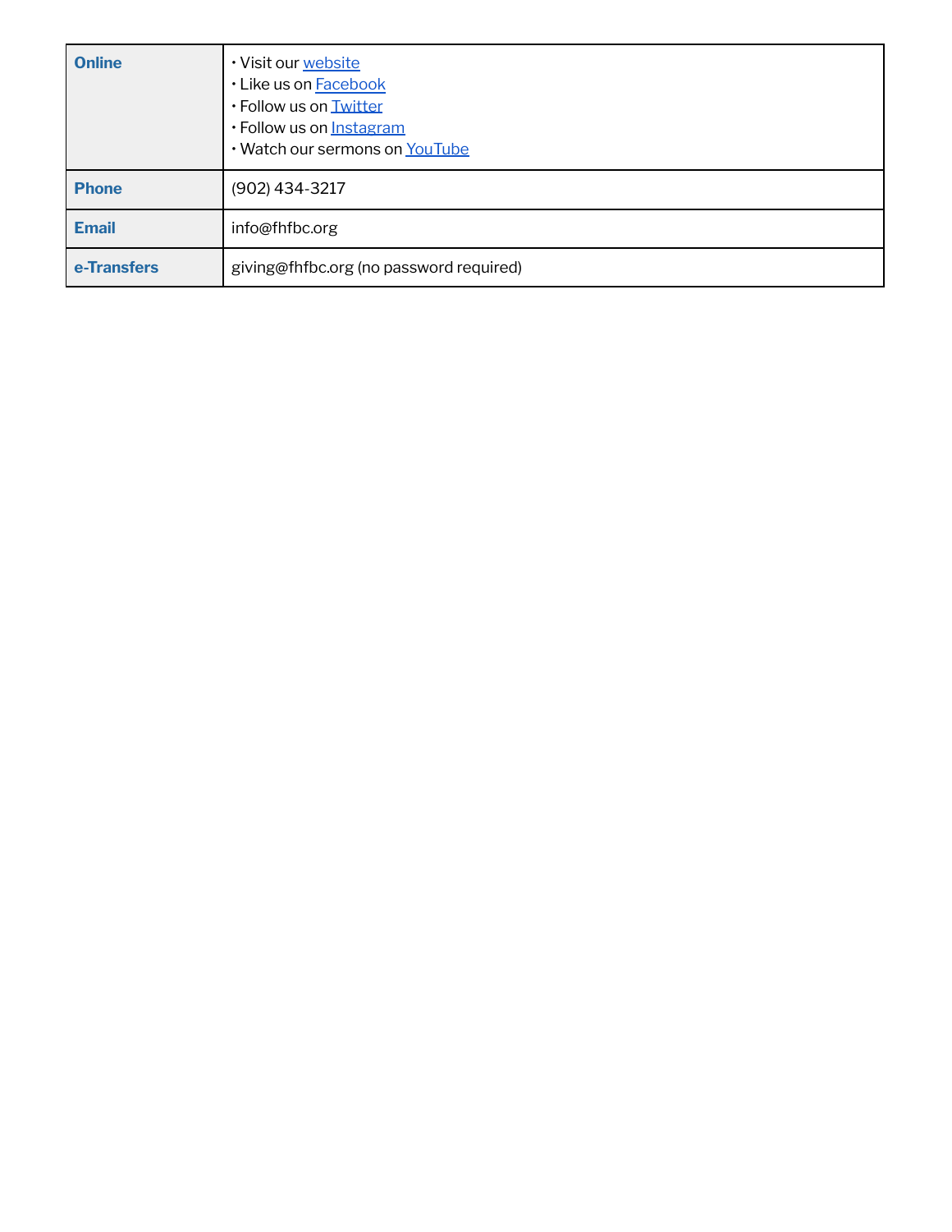| | |
|---|---|
| **Online** | • Visit our website<br>• Like us on Facebook<br>• Follow us on Twitter<br>• Follow us on Instagram<br>• Watch our sermons on YouTube |
| **Phone** | (902) 434-3217 |
| **Email** | info@fhfbc.org |
| **e-Transfers** | giving@fhfbc.org (no password required) |